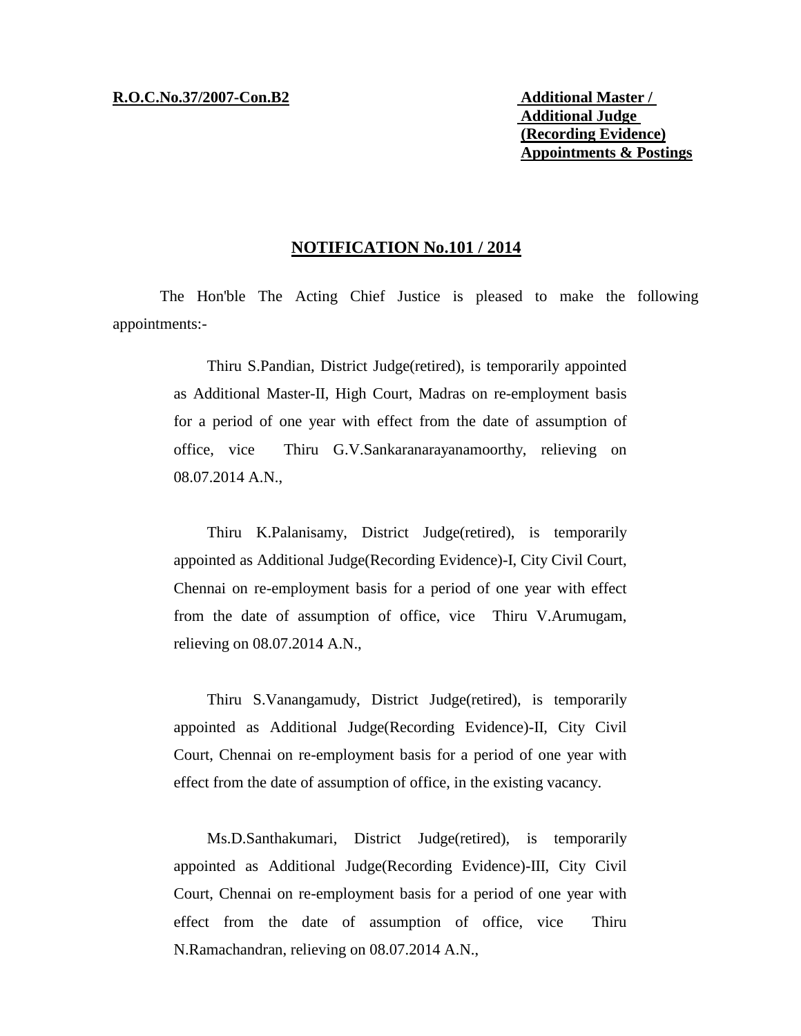**R.O.C.No.37/2007-Con.B2**

**Additional Master /**
**Additional Judge**
**(Recording Evidence)**
**Appointments & Postings**

## NOTIFICATION No.101 / 2014

The Hon'ble The Acting Chief Justice is pleased to make the following appointments:-

Thiru S.Pandian, District Judge(retired), is temporarily appointed as Additional Master-II, High Court, Madras on re-employment basis for a period of one year with effect from the date of assumption of office, vice Thiru G.V.Sankaranarayanamoorthy, relieving on 08.07.2014 A.N.,

Thiru K.Palanisamy, District Judge(retired), is temporarily appointed as Additional Judge(Recording Evidence)-I, City Civil Court, Chennai on re-employment basis for a period of one year with effect from the date of assumption of office, vice Thiru V.Arumugam, relieving on 08.07.2014 A.N.,

Thiru S.Vanangamudy, District Judge(retired), is temporarily appointed as Additional Judge(Recording Evidence)-II, City Civil Court, Chennai on re-employment basis for a period of one year with effect from the date of assumption of office, in the existing vacancy.

Ms.D.Santhakumari, District Judge(retired), is temporarily appointed as Additional Judge(Recording Evidence)-III, City Civil Court, Chennai on re-employment basis for a period of one year with effect from the date of assumption of office, vice Thiru N.Ramachandran, relieving on 08.07.2014 A.N.,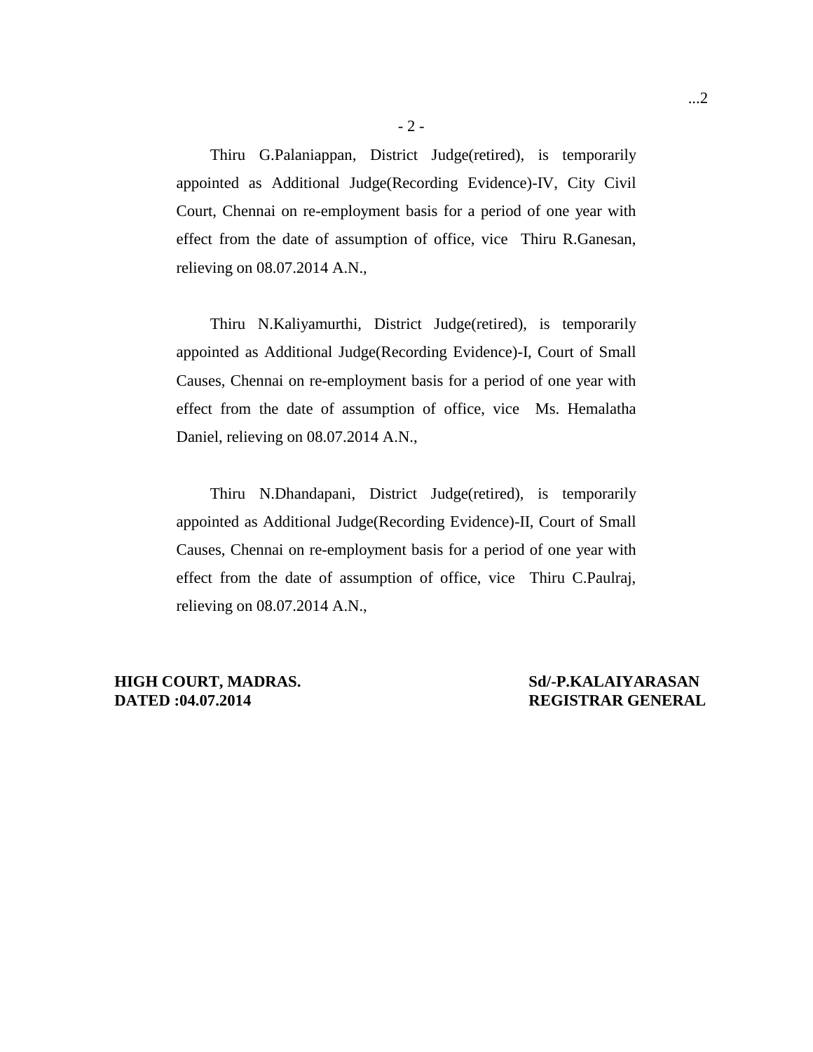Thiru G.Palaniappan, District Judge(retired), is temporarily appointed as Additional Judge(Recording Evidence)-IV, City Civil Court, Chennai on re-employment basis for a period of one year with effect from the date of assumption of office, vice Thiru R.Ganesan, relieving on 08.07.2014 A.N.,

Thiru N.Kaliyamurthi, District Judge(retired), is temporarily appointed as Additional Judge(Recording Evidence)-I, Court of Small Causes, Chennai on re-employment basis for a period of one year with effect from the date of assumption of office, vice Ms. Hemalatha Daniel, relieving on 08.07.2014 A.N.,

Thiru N.Dhandapani, District Judge(retired), is temporarily appointed as Additional Judge(Recording Evidence)-II, Court of Small Causes, Chennai on re-employment basis for a period of one year with effect from the date of assumption of office, vice Thiru C.Paulraj, relieving on 08.07.2014 A.N.,

**HIGH COURT, MADRAS.**
**DATED :04.07.2014**

**Sd/-P.KALAIYARASAN**
**REGISTRAR GENERAL**